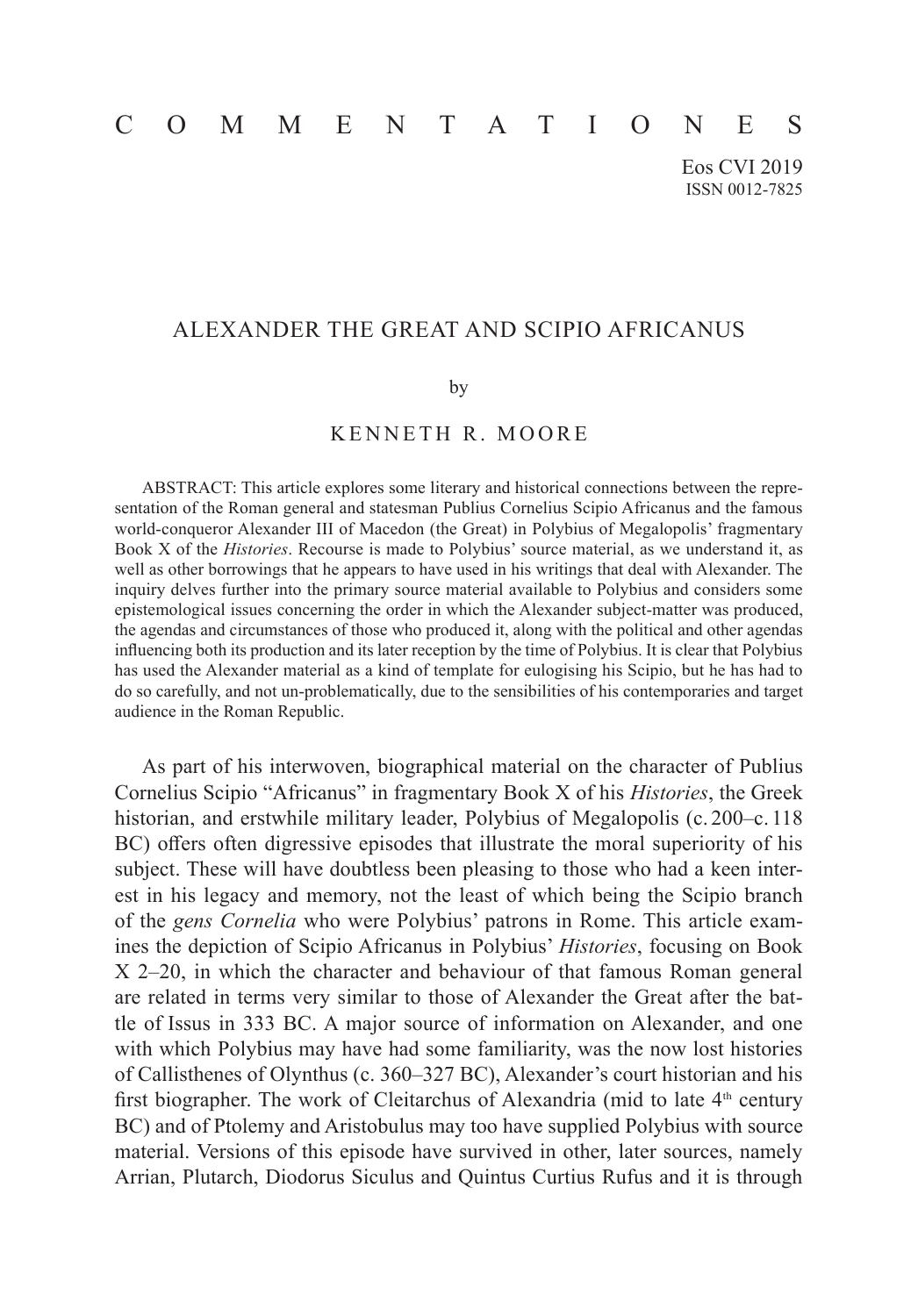C O M M E N T A T I O N E S

Eos CVI 2019
ISSN 0012-7825

# ALEXANDER THE GREAT AND SCIPIO AFRICANUS

by

KENNETH R. MOORE

ABSTRACT: This article explores some literary and historical connections between the representation of the Roman general and statesman Publius Cornelius Scipio Africanus and the famous world-conqueror Alexander III of Macedon (the Great) in Polybius of Megalopolis' fragmentary Book X of the *Histories*. Recourse is made to Polybius' source material, as we understand it, as well as other borrowings that he appears to have used in his writings that deal with Alexander. The inquiry delves further into the primary source material available to Polybius and considers some epistemological issues concerning the order in which the Alexander subject-matter was produced, the agendas and circumstances of those who produced it, along with the political and other agendas influencing both its production and its later reception by the time of Polybius. It is clear that Polybius has used the Alexander material as a kind of template for eulogising his Scipio, but he has had to do so carefully, and not un-problematically, due to the sensibilities of his contemporaries and target audience in the Roman Republic.

As part of his interwoven, biographical material on the character of Publius Cornelius Scipio "Africanus" in fragmentary Book X of his *Histories*, the Greek historian, and erstwhile military leader, Polybius of Megalopolis (c. 200–c. 118 BC) offers often digressive episodes that illustrate the moral superiority of his subject. These will have doubtless been pleasing to those who had a keen interest in his legacy and memory, not the least of which being the Scipio branch of the *gens Cornelia* who were Polybius' patrons in Rome. This article examines the depiction of Scipio Africanus in Polybius' *Histories*, focusing on Book X 2–20, in which the character and behaviour of that famous Roman general are related in terms very similar to those of Alexander the Great after the battle of Issus in 333 BC. A major source of information on Alexander, and one with which Polybius may have had some familiarity, was the now lost histories of Callisthenes of Olynthus (c. 360–327 BC), Alexander's court historian and his first biographer. The work of Cleitarchus of Alexandria (mid to late 4th century BC) and of Ptolemy and Aristobulus may too have supplied Polybius with source material. Versions of this episode have survived in other, later sources, namely Arrian, Plutarch, Diodorus Siculus and Quintus Curtius Rufus and it is through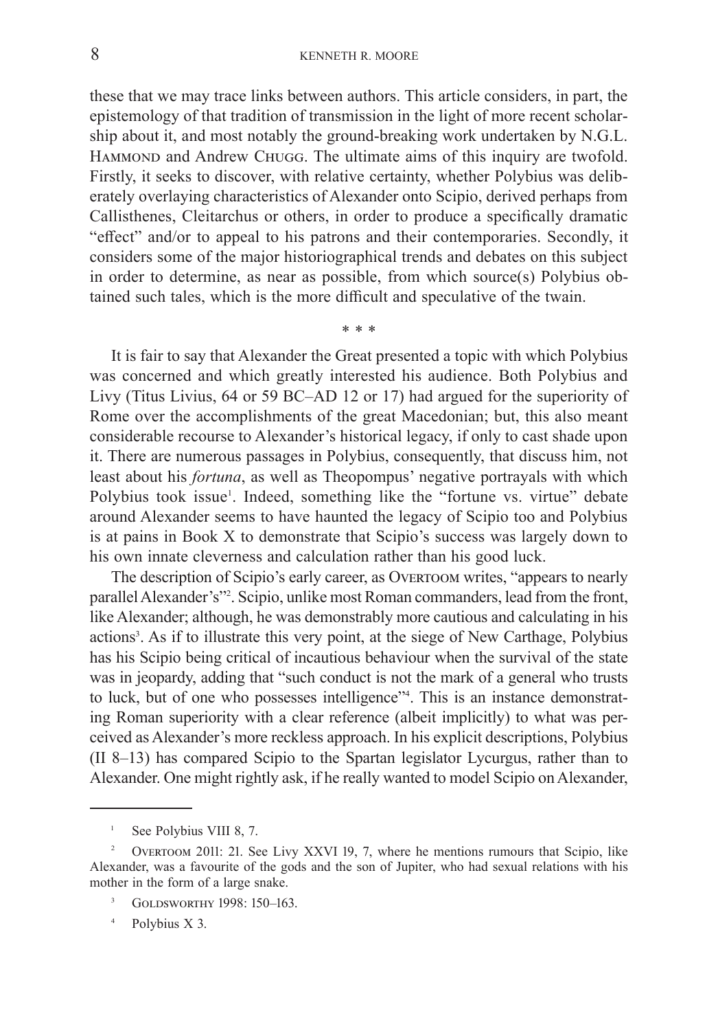these that we may trace links between authors. This article considers, in part, the epistemology of that tradition of transmission in the light of more recent scholarship about it, and most notably the ground-breaking work undertaken by N.G.L. Hammond and Andrew Chugg. The ultimate aims of this inquiry are twofold. Firstly, it seeks to discover, with relative certainty, whether Polybius was deliberately overlaying characteristics of Alexander onto Scipio, derived perhaps from Callisthenes, Cleitarchus or others, in order to produce a specifically dramatic "effect" and/or to appeal to his patrons and their contemporaries. Secondly, it considers some of the major historiographical trends and debates on this subject in order to determine, as near as possible, from which source(s) Polybius obtained such tales, which is the more difficult and speculative of the twain.

\* \* \*

It is fair to say that Alexander the Great presented a topic with which Polybius was concerned and which greatly interested his audience. Both Polybius and Livy (Titus Livius, 64 or 59 BC–AD 12 or 17) had argued for the superiority of Rome over the accomplishments of the great Macedonian; but, this also meant considerable recourse to Alexander's historical legacy, if only to cast shade upon it. There are numerous passages in Polybius, consequently, that discuss him, not least about his *fortuna*, as well as Theopompus' negative portrayals with which Polybius took issue[1]. Indeed, something like the "fortune vs. virtue" debate around Alexander seems to have haunted the legacy of Scipio too and Polybius is at pains in Book X to demonstrate that Scipio's success was largely down to his own innate cleverness and calculation rather than his good luck.

The description of Scipio's early career, as Overtoom writes, "appears to nearly parallel Alexander's"[2]. Scipio, unlike most Roman commanders, lead from the front, like Alexander; although, he was demonstrably more cautious and calculating in his actions[3]. As if to illustrate this very point, at the siege of New Carthage, Polybius has his Scipio being critical of incautious behaviour when the survival of the state was in jeopardy, adding that "such conduct is not the mark of a general who trusts to luck, but of one who possesses intelligence"[4]. This is an instance demonstrating Roman superiority with a clear reference (albeit implicitly) to what was perceived as Alexander's more reckless approach. In his explicit descriptions, Polybius (II 8–13) has compared Scipio to the Spartan legislator Lycurgus, rather than to Alexander. One might rightly ask, if he really wanted to model Scipio on Alexander,

---

[1] See Polybius VIII 8, 7.

[2] Overtoom 2011: 21. See Livy XXVI 19, 7, where he mentions rumours that Scipio, like Alexander, was a favourite of the gods and the son of Jupiter, who had sexual relations with his mother in the form of a large snake.

[3] Goldsworthy 1998: 150–163.

[4] Polybius X 3.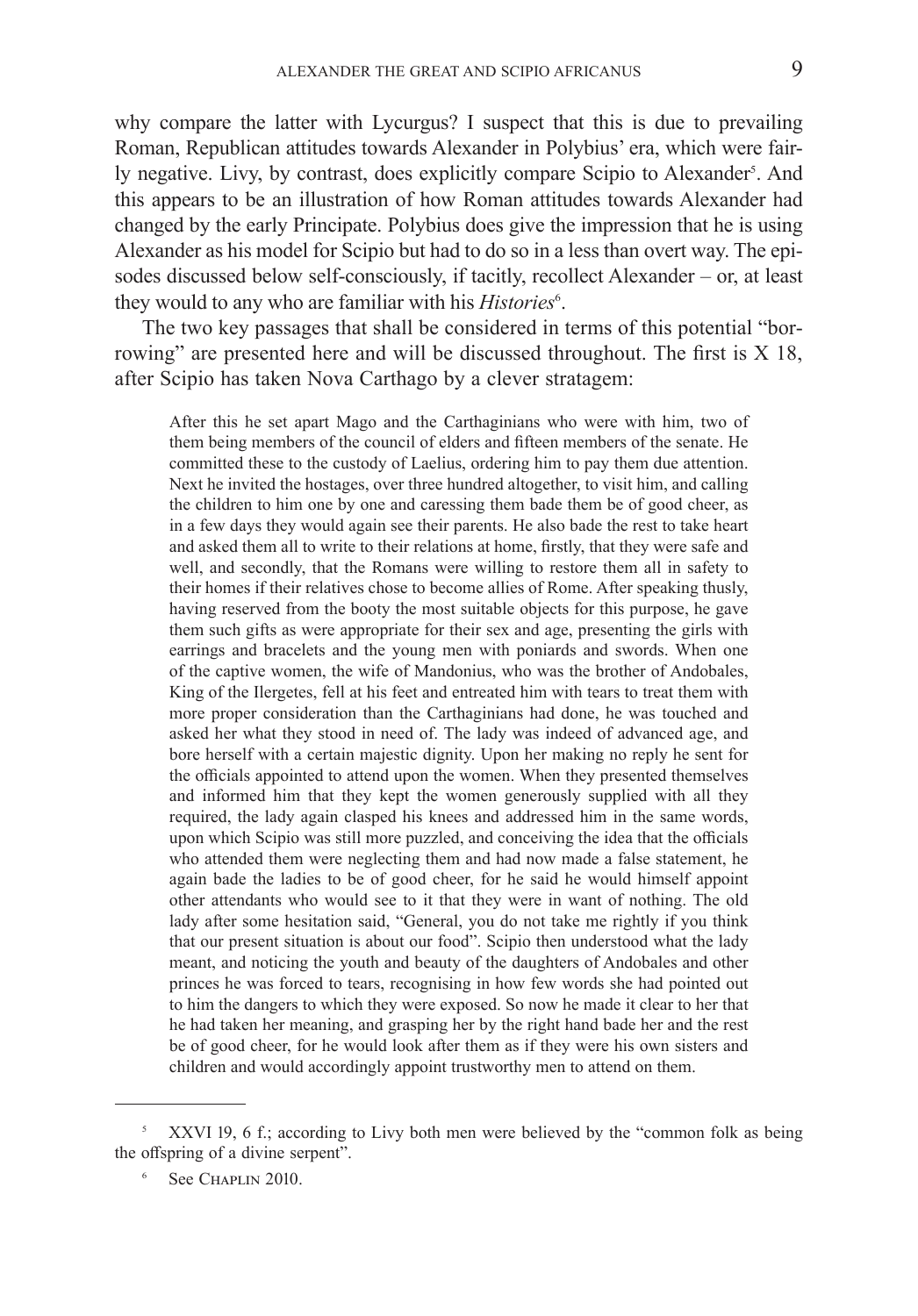why compare the latter with Lycurgus? I suspect that this is due to prevailing Roman, Republican attitudes towards Alexander in Polybius' era, which were fairly negative. Livy, by contrast, does explicitly compare Scipio to Alexander[5]. And this appears to be an illustration of how Roman attitudes towards Alexander had changed by the early Principate. Polybius does give the impression that he is using Alexander as his model for Scipio but had to do so in a less than overt way. The episodes discussed below self-consciously, if tacitly, recollect Alexander – or, at least they would to any who are familiar with his *Histories*[6].

The two key passages that shall be considered in terms of this potential "borrowing" are presented here and will be discussed throughout. The first is X 18, after Scipio has taken Nova Carthago by a clever stratagem:

> After this he set apart Mago and the Carthaginians who were with him, two of them being members of the council of elders and fifteen members of the senate. He committed these to the custody of Laelius, ordering him to pay them due attention. Next he invited the hostages, over three hundred altogether, to visit him, and calling the children to him one by one and caressing them bade them be of good cheer, as in a few days they would again see their parents. He also bade the rest to take heart and asked them all to write to their relations at home, firstly, that they were safe and well, and secondly, that the Romans were willing to restore them all in safety to their homes if their relatives chose to become allies of Rome. After speaking thusly, having reserved from the booty the most suitable objects for this purpose, he gave them such gifts as were appropriate for their sex and age, presenting the girls with earrings and bracelets and the young men with poniards and swords. When one of the captive women, the wife of Mandonius, who was the brother of Andobales, King of the Ilergetes, fell at his feet and entreated him with tears to treat them with more proper consideration than the Carthaginians had done, he was touched and asked her what they stood in need of. The lady was indeed of advanced age, and bore herself with a certain majestic dignity. Upon her making no reply he sent for the officials appointed to attend upon the women. When they presented themselves and informed him that they kept the women generously supplied with all they required, the lady again clasped his knees and addressed him in the same words, upon which Scipio was still more puzzled, and conceiving the idea that the officials who attended them were neglecting them and had now made a false statement, he again bade the ladies to be of good cheer, for he said he would himself appoint other attendants who would see to it that they were in want of nothing. The old lady after some hesitation said, "General, you do not take me rightly if you think that our present situation is about our food". Scipio then understood what the lady meant, and noticing the youth and beauty of the daughters of Andobales and other princes he was forced to tears, recognising in how few words she had pointed out to him the dangers to which they were exposed. So now he made it clear to her that he had taken her meaning, and grasping her by the right hand bade her and the rest be of good cheer, for he would look after them as if they were his own sisters and children and would accordingly appoint trustworthy men to attend on them.

---

[5] XXVI 19, 6 f.; according to Livy both men were believed by the "common folk as being the offspring of a divine serpent".

[6] See Chaplin 2010.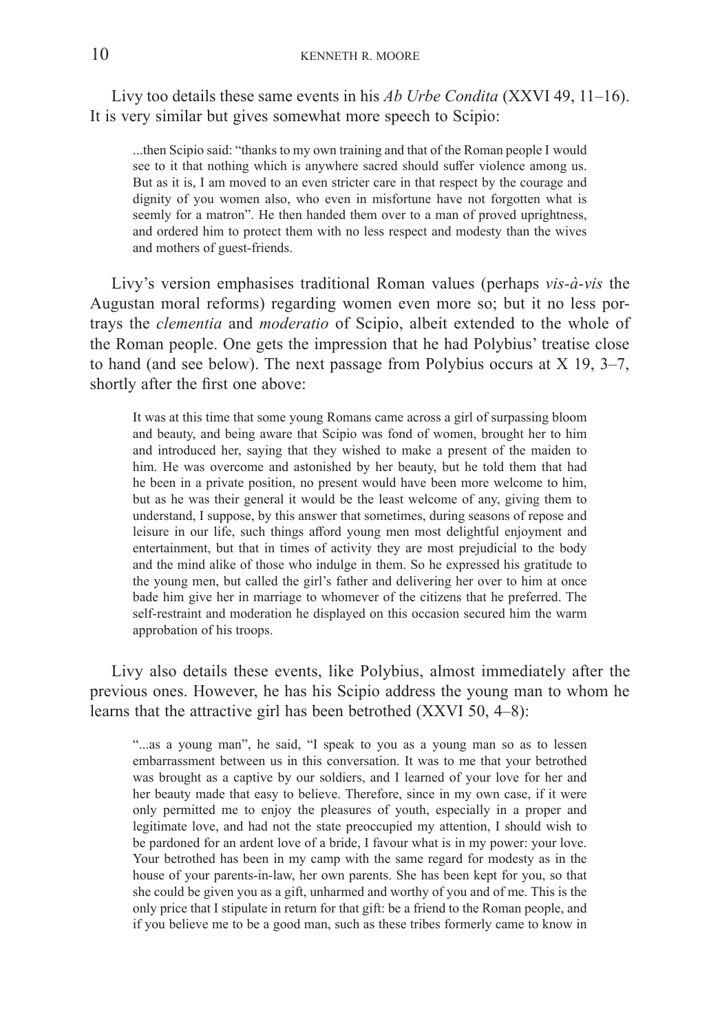Livy too details these same events in his *Ab Urbe Condita* (XXVI 49, 11–16). It is very similar but gives somewhat more speech to Scipio:

> ...then Scipio said: "thanks to my own training and that of the Roman people I would see to it that nothing which is anywhere sacred should suffer violence among us. But as it is, I am moved to an even stricter care in that respect by the courage and dignity of you women also, who even in misfortune have not forgotten what is seemly for a matron". He then handed them over to a man of proved uprightness, and ordered him to protect them with no less respect and modesty than the wives and mothers of guest-friends.

Livy's version emphasises traditional Roman values (perhaps *vis-à-vis* the Augustan moral reforms) regarding women even more so; but it no less portrays the *clementia* and *moderatio* of Scipio, albeit extended to the whole of the Roman people. One gets the impression that he had Polybius' treatise close to hand (and see below). The next passage from Polybius occurs at X 19, 3–7, shortly after the first one above:

> It was at this time that some young Romans came across a girl of surpassing bloom and beauty, and being aware that Scipio was fond of women, brought her to him and introduced her, saying that they wished to make a present of the maiden to him. He was overcome and astonished by her beauty, but he told them that had he been in a private position, no present would have been more welcome to him, but as he was their general it would be the least welcome of any, giving them to understand, I suppose, by this answer that sometimes, during seasons of repose and leisure in our life, such things afford young men most delightful enjoyment and entertainment, but that in times of activity they are most prejudicial to the body and the mind alike of those who indulge in them. So he expressed his gratitude to the young men, but called the girl's father and delivering her over to him at once bade him give her in marriage to whomever of the citizens that he preferred. The self-restraint and moderation he displayed on this occasion secured him the warm approbation of his troops.

Livy also details these events, like Polybius, almost immediately after the previous ones. However, he has his Scipio address the young man to whom he learns that the attractive girl has been betrothed (XXVI 50, 4–8):

> "...as a young man", he said, "I speak to you as a young man so as to lessen embarrassment between us in this conversation. It was to me that your betrothed was brought as a captive by our soldiers, and I learned of your love for her and her beauty made that easy to believe. Therefore, since in my own case, if it were only permitted me to enjoy the pleasures of youth, especially in a proper and legitimate love, and had not the state preoccupied my attention, I should wish to be pardoned for an ardent love of a bride, I favour what is in my power: your love. Your betrothed has been in my camp with the same regard for modesty as in the house of your parents-in-law, her own parents. She has been kept for you, so that she could be given you as a gift, unharmed and worthy of you and of me. This is the only price that I stipulate in return for that gift: be a friend to the Roman people, and if you believe me to be a good man, such as these tribes formerly came to know in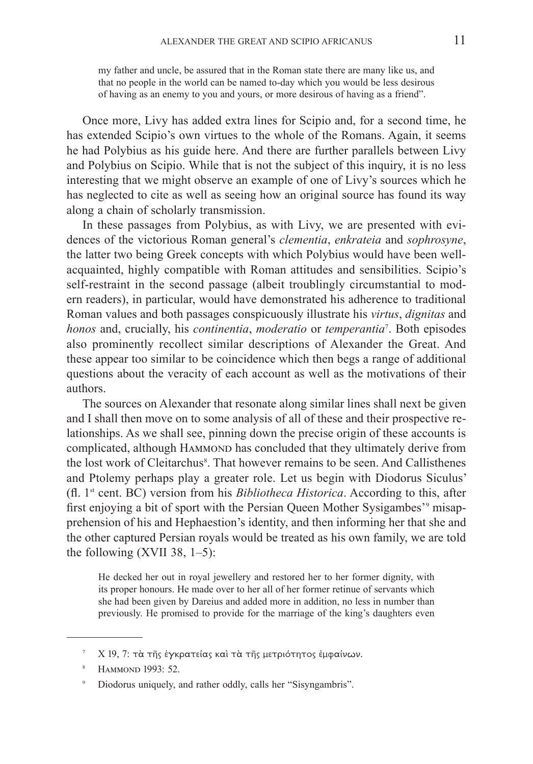> my father and uncle, be assured that in the Roman state there are many like us, and that no people in the world can be named to-day which you would be less desirous of having as an enemy to you and yours, or more desirous of having as a friend".

Once more, Livy has added extra lines for Scipio and, for a second time, he has extended Scipio's own virtues to the whole of the Romans. Again, it seems he had Polybius as his guide here. And there are further parallels between Livy and Polybius on Scipio. While that is not the subject of this inquiry, it is no less interesting that we might observe an example of one of Livy's sources which he has neglected to cite as well as seeing how an original source has found its way along a chain of scholarly transmission.

In these passages from Polybius, as with Livy, we are presented with evidences of the victorious Roman general's *clementia*, *enkrateia* and *sophrosyne*, the latter two being Greek concepts with which Polybius would have been well-acquainted, highly compatible with Roman attitudes and sensibilities. Scipio's self-restraint in the second passage (albeit troublingly circumstantial to modern readers), in particular, would have demonstrated his adherence to traditional Roman values and both passages conspicuously illustrate his *virtus*, *dignitas* and *honos* and, crucially, his *continentia*, *moderatio* or *temperantia*[7]. Both episodes also prominently recollect similar descriptions of Alexander the Great. And these appear too similar to be coincidence which then begs a range of additional questions about the veracity of each account as well as the motivations of their authors.

The sources on Alexander that resonate along similar lines shall next be given and I shall then move on to some analysis of all of these and their prospective relationships. As we shall see, pinning down the precise origin of these accounts is complicated, although Hammond has concluded that they ultimately derive from the lost work of Cleitarchus[8]. That however remains to be seen. And Callisthenes and Ptolemy perhaps play a greater role. Let us begin with Diodorus Siculus' (fl. 1st cent. BC) version from his *Bibliotheca Historica*. According to this, after first enjoying a bit of sport with the Persian Queen Mother Sysigambes'[9] misapprehension of his and Hephaestion's identity, and then informing her that she and the other captured Persian royals would be treated as his own family, we are told the following (XVII 38, 1–5):

> He decked her out in royal jewellery and restored her to her former dignity, with its proper honours. He made over to her all of her former retinue of servants which she had been given by Dareius and added more in addition, no less in number than previously. He promised to provide for the marriage of the king's daughters even

---

[7] X 19, 7: τὰ τῆς ἐγκρατείας καὶ τὰ τῆς μετριότητος ἐμφαίνων.

[8] Hammond 1993: 52.

[9] Diodorus uniquely, and rather oddly, calls her "Sisyngambris".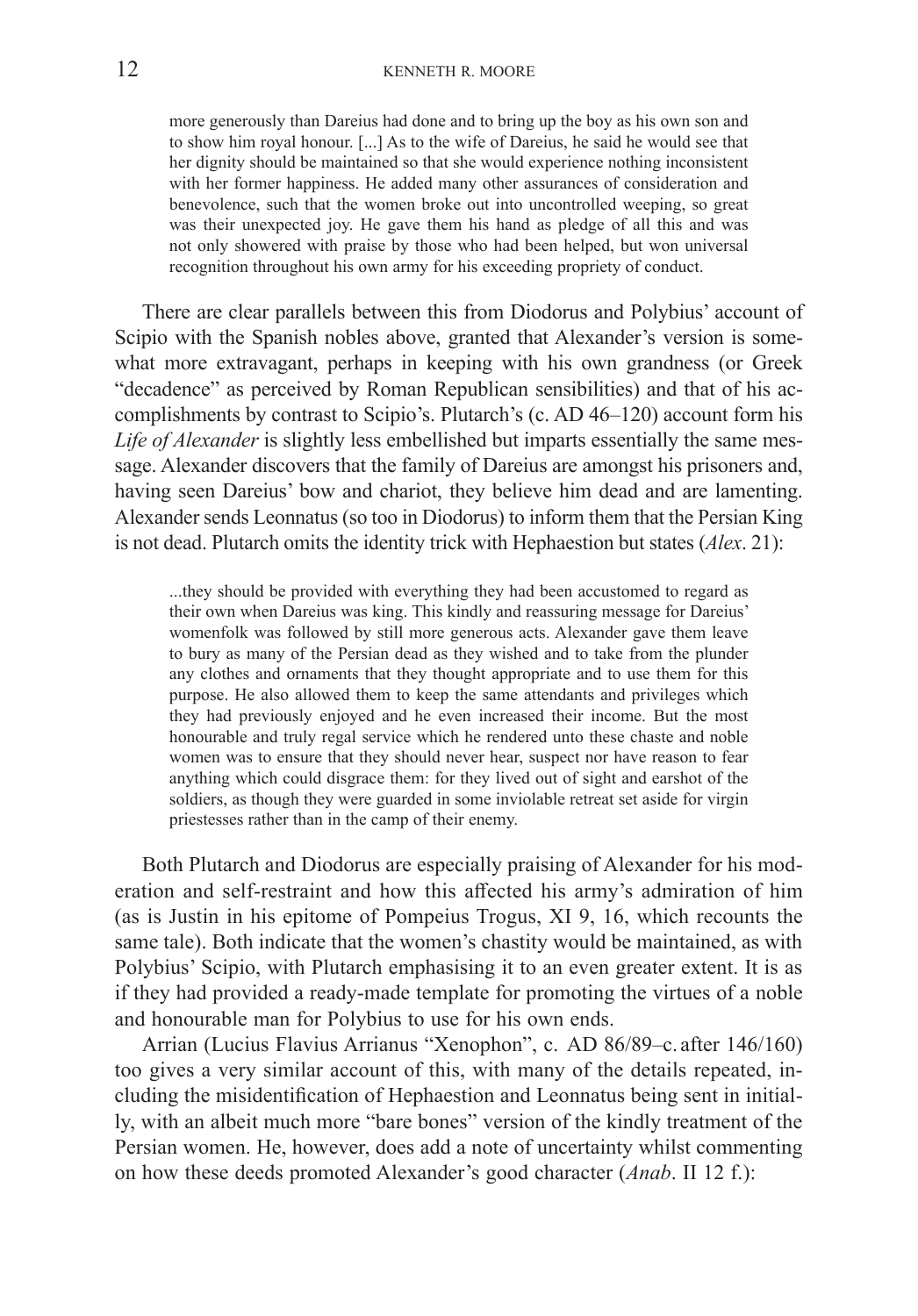> more generously than Dareius had done and to bring up the boy as his own son and to show him royal honour. [...] As to the wife of Dareius, he said he would see that her dignity should be maintained so that she would experience nothing inconsistent with her former happiness. He added many other assurances of consideration and benevolence, such that the women broke out into uncontrolled weeping, so great was their unexpected joy. He gave them his hand as pledge of all this and was not only showered with praise by those who had been helped, but won universal recognition throughout his own army for his exceeding propriety of conduct.

There are clear parallels between this from Diodorus and Polybius' account of Scipio with the Spanish nobles above, granted that Alexander's version is somewhat more extravagant, perhaps in keeping with his own grandness (or Greek "decadence" as perceived by Roman Republican sensibilities) and that of his accomplishments by contrast to Scipio's. Plutarch's (c. AD 46–120) account form his *Life of Alexander* is slightly less embellished but imparts essentially the same message. Alexander discovers that the family of Dareius are amongst his prisoners and, having seen Dareius' bow and chariot, they believe him dead and are lamenting. Alexander sends Leonnatus (so too in Diodorus) to inform them that the Persian King is not dead. Plutarch omits the identity trick with Hephaestion but states (*Alex*. 21):

> ...they should be provided with everything they had been accustomed to regard as their own when Dareius was king. This kindly and reassuring message for Dareius' womenfolk was followed by still more generous acts. Alexander gave them leave to bury as many of the Persian dead as they wished and to take from the plunder any clothes and ornaments that they thought appropriate and to use them for this purpose. He also allowed them to keep the same attendants and privileges which they had previously enjoyed and he even increased their income. But the most honourable and truly regal service which he rendered unto these chaste and noble women was to ensure that they should never hear, suspect nor have reason to fear anything which could disgrace them: for they lived out of sight and earshot of the soldiers, as though they were guarded in some inviolable retreat set aside for virgin priestesses rather than in the camp of their enemy.

Both Plutarch and Diodorus are especially praising of Alexander for his moderation and self-restraint and how this affected his army's admiration of him (as is Justin in his epitome of Pompeius Trogus, XI 9, 16, which recounts the same tale). Both indicate that the women's chastity would be maintained, as with Polybius' Scipio, with Plutarch emphasising it to an even greater extent. It is as if they had provided a ready-made template for promoting the virtues of a noble and honourable man for Polybius to use for his own ends.

Arrian (Lucius Flavius Arrianus "Xenophon", c. AD 86/89–c. after 146/160) too gives a very similar account of this, with many of the details repeated, including the misidentification of Hephaestion and Leonnatus being sent in initially, with an albeit much more "bare bones" version of the kindly treatment of the Persian women. He, however, does add a note of uncertainty whilst commenting on how these deeds promoted Alexander's good character (*Anab*. II 12 f.):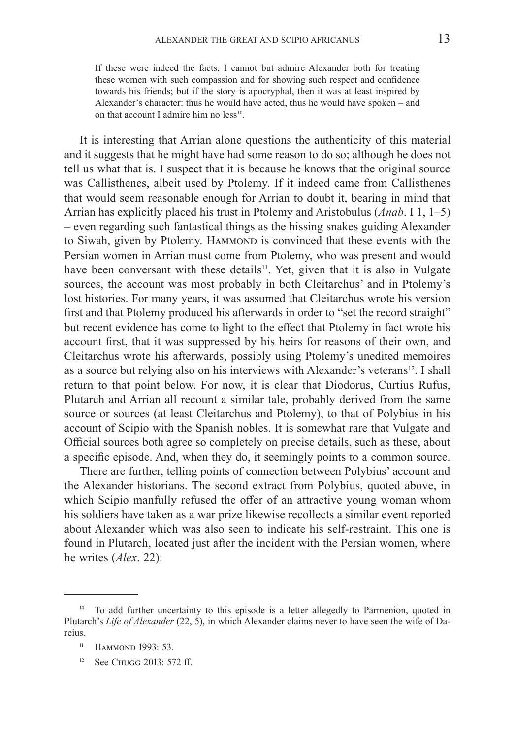> If these were indeed the facts, I cannot but admire Alexander both for treating these women with such compassion and for showing such respect and confidence towards his friends; but if the story is apocryphal, then it was at least inspired by Alexander's character: thus he would have acted, thus he would have spoken – and on that account I admire him no less[10].

It is interesting that Arrian alone questions the authenticity of this material and it suggests that he might have had some reason to do so; although he does not tell us what that is. I suspect that it is because he knows that the original source was Callisthenes, albeit used by Ptolemy. If it indeed came from Callisthenes that would seem reasonable enough for Arrian to doubt it, bearing in mind that Arrian has explicitly placed his trust in Ptolemy and Aristobulus (*Anab*. I 1, 1–5) – even regarding such fantastical things as the hissing snakes guiding Alexander to Siwah, given by Ptolemy. Hammond is convinced that these events with the Persian women in Arrian must come from Ptolemy, who was present and would have been conversant with these details[11]. Yet, given that it is also in Vulgate sources, the account was most probably in both Cleitarchus' and in Ptolemy's lost histories. For many years, it was assumed that Cleitarchus wrote his version first and that Ptolemy produced his afterwards in order to "set the record straight" but recent evidence has come to light to the effect that Ptolemy in fact wrote his account first, that it was suppressed by his heirs for reasons of their own, and Cleitarchus wrote his afterwards, possibly using Ptolemy's unedited memoires as a source but relying also on his interviews with Alexander's veterans[12]. I shall return to that point below. For now, it is clear that Diodorus, Curtius Rufus, Plutarch and Arrian all recount a similar tale, probably derived from the same source or sources (at least Cleitarchus and Ptolemy), to that of Polybius in his account of Scipio with the Spanish nobles. It is somewhat rare that Vulgate and Official sources both agree so completely on precise details, such as these, about a specific episode. And, when they do, it seemingly points to a common source.

There are further, telling points of connection between Polybius' account and the Alexander historians. The second extract from Polybius, quoted above, in which Scipio manfully refused the offer of an attractive young woman whom his soldiers have taken as a war prize likewise recollects a similar event reported about Alexander which was also seen to indicate his self-restraint. This one is found in Plutarch, located just after the incident with the Persian women, where he writes (*Alex*. 22):

---

[10] To add further uncertainty to this episode is a letter allegedly to Parmenion, quoted in Plutarch's *Life of Alexander* (22, 5), in which Alexander claims never to have seen the wife of Dareius.

[11] Hammond 1993: 53.

[12] See Chugg 2013: 572 ff.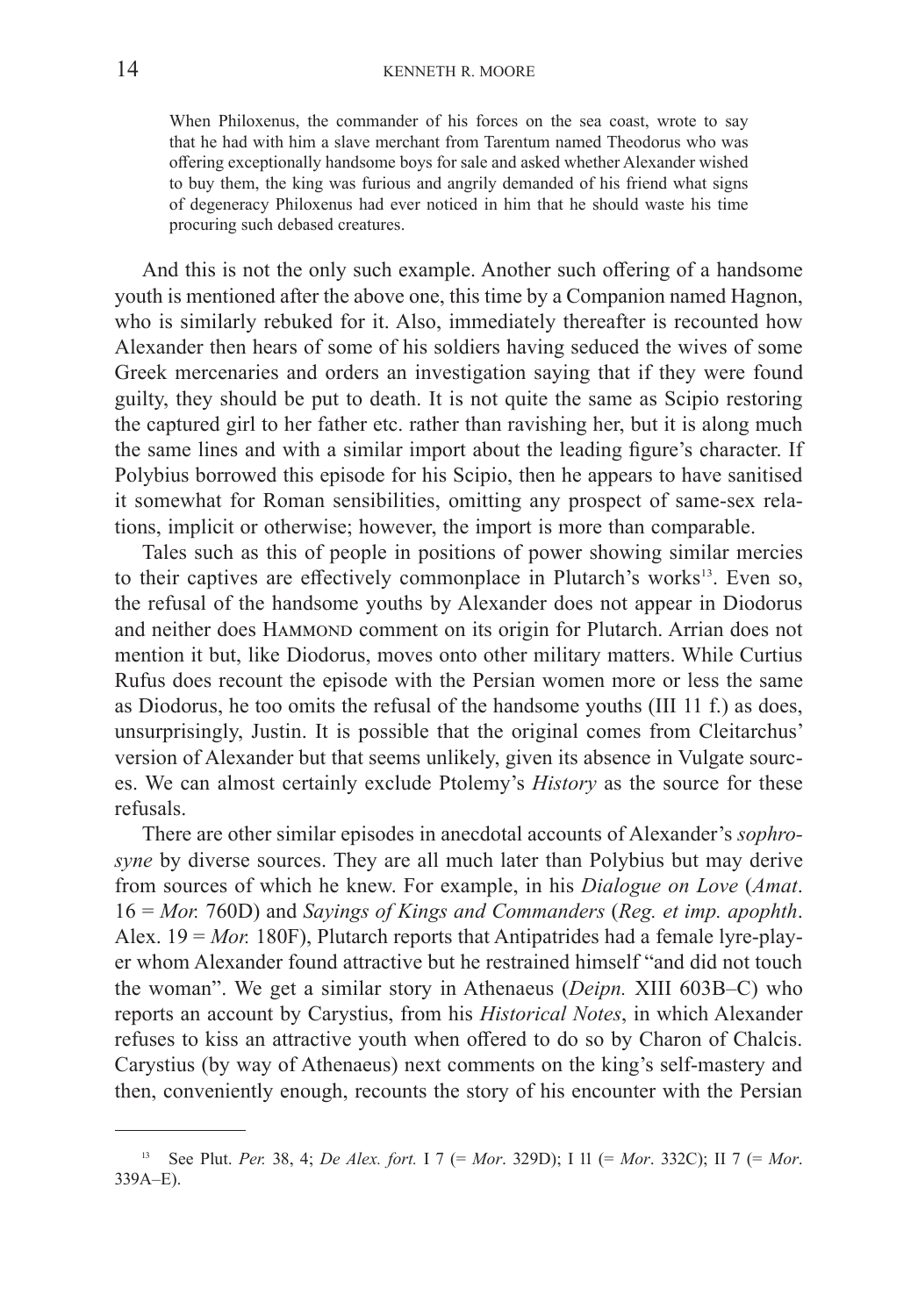> When Philoxenus, the commander of his forces on the sea coast, wrote to say that he had with him a slave merchant from Tarentum named Theodorus who was offering exceptionally handsome boys for sale and asked whether Alexander wished to buy them, the king was furious and angrily demanded of his friend what signs of degeneracy Philoxenus had ever noticed in him that he should waste his time procuring such debased creatures.

And this is not the only such example. Another such offering of a handsome youth is mentioned after the above one, this time by a Companion named Hagnon, who is similarly rebuked for it. Also, immediately thereafter is recounted how Alexander then hears of some of his soldiers having seduced the wives of some Greek mercenaries and orders an investigation saying that if they were found guilty, they should be put to death. It is not quite the same as Scipio restoring the captured girl to her father etc. rather than ravishing her, but it is along much the same lines and with a similar import about the leading figure's character. If Polybius borrowed this episode for his Scipio, then he appears to have sanitised it somewhat for Roman sensibilities, omitting any prospect of same-sex relations, implicit or otherwise; however, the import is more than comparable.

Tales such as this of people in positions of power showing similar mercies to their captives are effectively commonplace in Plutarch's works[13]. Even so, the refusal of the handsome youths by Alexander does not appear in Diodorus and neither does Hammond comment on its origin for Plutarch. Arrian does not mention it but, like Diodorus, moves onto other military matters. While Curtius Rufus does recount the episode with the Persian women more or less the same as Diodorus, he too omits the refusal of the handsome youths (III 11 f.) as does, unsurprisingly, Justin. It is possible that the original comes from Cleitarchus' version of Alexander but that seems unlikely, given its absence in Vulgate sources. We can almost certainly exclude Ptolemy's *History* as the source for these refusals.

There are other similar episodes in anecdotal accounts of Alexander's *sophrosyne* by diverse sources. They are all much later than Polybius but may derive from sources of which he knew. For example, in his *Dialogue on Love* (*Amat*. 16 = *Mor.* 760D) and *Sayings of Kings and Commanders* (*Reg. et imp. apophth*. Alex. 19 = *Mor.* 180F), Plutarch reports that Antipatrides had a female lyre-player whom Alexander found attractive but he restrained himself "and did not touch the woman". We get a similar story in Athenaeus (*Deipn.* XIII 603B–C) who reports an account by Carystius, from his *Historical Notes*, in which Alexander refuses to kiss an attractive youth when offered to do so by Charon of Chalcis. Carystius (by way of Athenaeus) next comments on the king's self-mastery and then, conveniently enough, recounts the story of his encounter with the Persian

---

[13] See Plut. *Per.* 38, 4; *De Alex. fort.* I 7 (= *Mor*. 329D); I 11 (= *Mor*. 332C); II 7 (= *Mor*. 339A–E).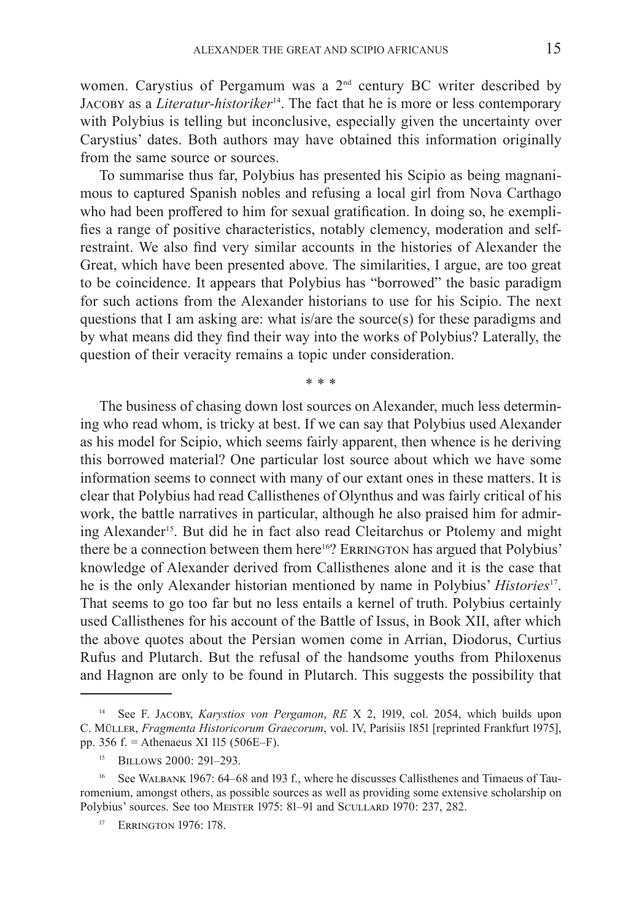women. Carystius of Pergamum was a 2nd century BC writer described by Jacoby as a *Literatur-historiker*[14]. The fact that he is more or less contemporary with Polybius is telling but inconclusive, especially given the uncertainty over Carystius' dates. Both authors may have obtained this information originally from the same source or sources.

To summarise thus far, Polybius has presented his Scipio as being magnanimous to captured Spanish nobles and refusing a local girl from Nova Carthago who had been proffered to him for sexual gratification. In doing so, he exemplifies a range of positive characteristics, notably clemency, moderation and self-restraint. We also find very similar accounts in the histories of Alexander the Great, which have been presented above. The similarities, I argue, are too great to be coincidence. It appears that Polybius has "borrowed" the basic paradigm for such actions from the Alexander historians to use for his Scipio. The next questions that I am asking are: what is/are the source(s) for these paradigms and by what means did they find their way into the works of Polybius? Laterally, the question of their veracity remains a topic under consideration.

\* \* \*

The business of chasing down lost sources on Alexander, much less determining who read whom, is tricky at best. If we can say that Polybius used Alexander as his model for Scipio, which seems fairly apparent, then whence is he deriving this borrowed material? One particular lost source about which we have some information seems to connect with many of our extant ones in these matters. It is clear that Polybius had read Callisthenes of Olynthus and was fairly critical of his work, the battle narratives in particular, although he also praised him for admiring Alexander[15]. But did he in fact also read Cleitarchus or Ptolemy and might there be a connection between them here[16]? Errington has argued that Polybius' knowledge of Alexander derived from Callisthenes alone and it is the case that he is the only Alexander historian mentioned by name in Polybius' *Histories*[17]. That seems to go too far but no less entails a kernel of truth. Polybius certainly used Callisthenes for his account of the Battle of Issus, in Book XII, after which the above quotes about the Persian women come in Arrian, Diodorus, Curtius Rufus and Plutarch. But the refusal of the handsome youths from Philoxenus and Hagnon are only to be found in Plutarch. This suggests the possibility that

---

[14] See F. Jacoby, *Karystios von Pergamon*, *RE* X 2, 1919, col. 2054, which builds upon C. Müller, *Fragmenta Historicorum Graecorum*, vol. IV, Parisiis 1851 [reprinted Frankfurt 1975], pp. 356 f. = Athenaeus XI 115 (506E–F).

[15] Billows 2000: 291–293.

[16] See Walbank 1967: 64–68 and 193 f., where he discusses Callisthenes and Timaeus of Tauromenium, amongst others, as possible sources as well as providing some extensive scholarship on Polybius' sources. See too Meister 1975: 81–91 and Scullard 1970: 237, 282.

[17] Errington 1976: 178.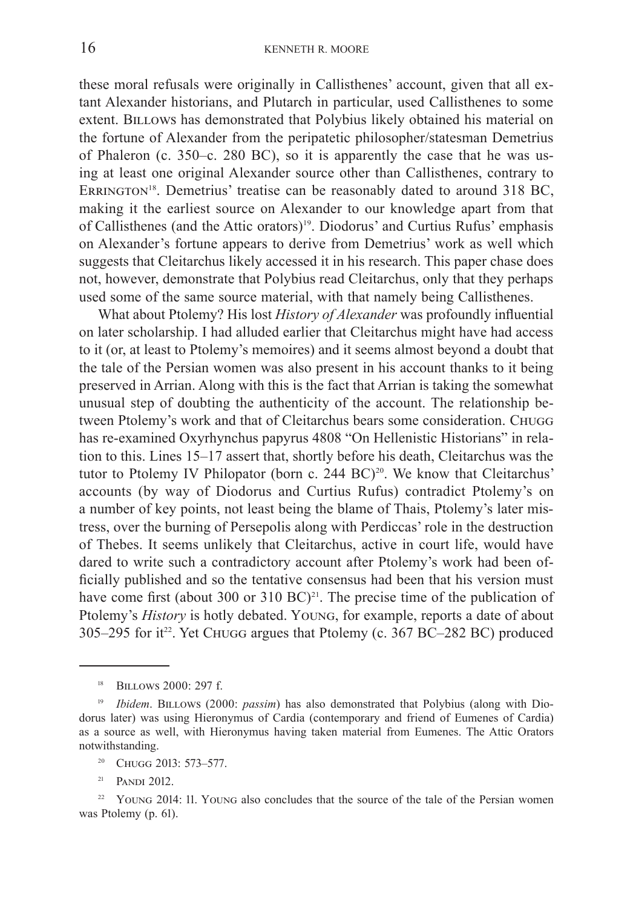these moral refusals were originally in Callisthenes' account, given that all extant Alexander historians, and Plutarch in particular, used Callisthenes to some extent. Billows has demonstrated that Polybius likely obtained his material on the fortune of Alexander from the peripatetic philosopher/statesman Demetrius of Phaleron (c. 350–c. 280 BC), so it is apparently the case that he was using at least one original Alexander source other than Callisthenes, contrary to Errington[18]. Demetrius' treatise can be reasonably dated to around 318 BC, making it the earliest source on Alexander to our knowledge apart from that of Callisthenes (and the Attic orators)[19]. Diodorus' and Curtius Rufus' emphasis on Alexander's fortune appears to derive from Demetrius' work as well which suggests that Cleitarchus likely accessed it in his research. This paper chase does not, however, demonstrate that Polybius read Cleitarchus, only that they perhaps used some of the same source material, with that namely being Callisthenes.

What about Ptolemy? His lost *History of Alexander* was profoundly influential on later scholarship. I had alluded earlier that Cleitarchus might have had access to it (or, at least to Ptolemy's memoires) and it seems almost beyond a doubt that the tale of the Persian women was also present in his account thanks to it being preserved in Arrian. Along with this is the fact that Arrian is taking the somewhat unusual step of doubting the authenticity of the account. The relationship between Ptolemy's work and that of Cleitarchus bears some consideration. Chugg has re-examined Oxyrhynchus papyrus 4808 "On Hellenistic Historians" in relation to this. Lines 15–17 assert that, shortly before his death, Cleitarchus was the tutor to Ptolemy IV Philopator (born c. 244 BC)[20]. We know that Cleitarchus' accounts (by way of Diodorus and Curtius Rufus) contradict Ptolemy's on a number of key points, not least being the blame of Thais, Ptolemy's later mistress, over the burning of Persepolis along with Perdiccas' role in the destruction of Thebes. It seems unlikely that Cleitarchus, active in court life, would have dared to write such a contradictory account after Ptolemy's work had been officially published and so the tentative consensus had been that his version must have come first (about 300 or 310 BC)[21]. The precise time of the publication of Ptolemy's *History* is hotly debated. Young, for example, reports a date of about 305–295 for it[22]. Yet Chugg argues that Ptolemy (c. 367 BC–282 BC) produced

---

[18] Billows 2000: 297 f.

[19] *Ibidem*. Billows (2000: *passim*) has also demonstrated that Polybius (along with Diodorus later) was using Hieronymus of Cardia (contemporary and friend of Eumenes of Cardia) as a source as well, with Hieronymus having taken material from Eumenes. The Attic Orators notwithstanding.

[20] Chugg 2013: 573–577.

[21] Pandi 2012.

[22] Young 2014: 11. Young also concludes that the source of the tale of the Persian women was Ptolemy (p. 61).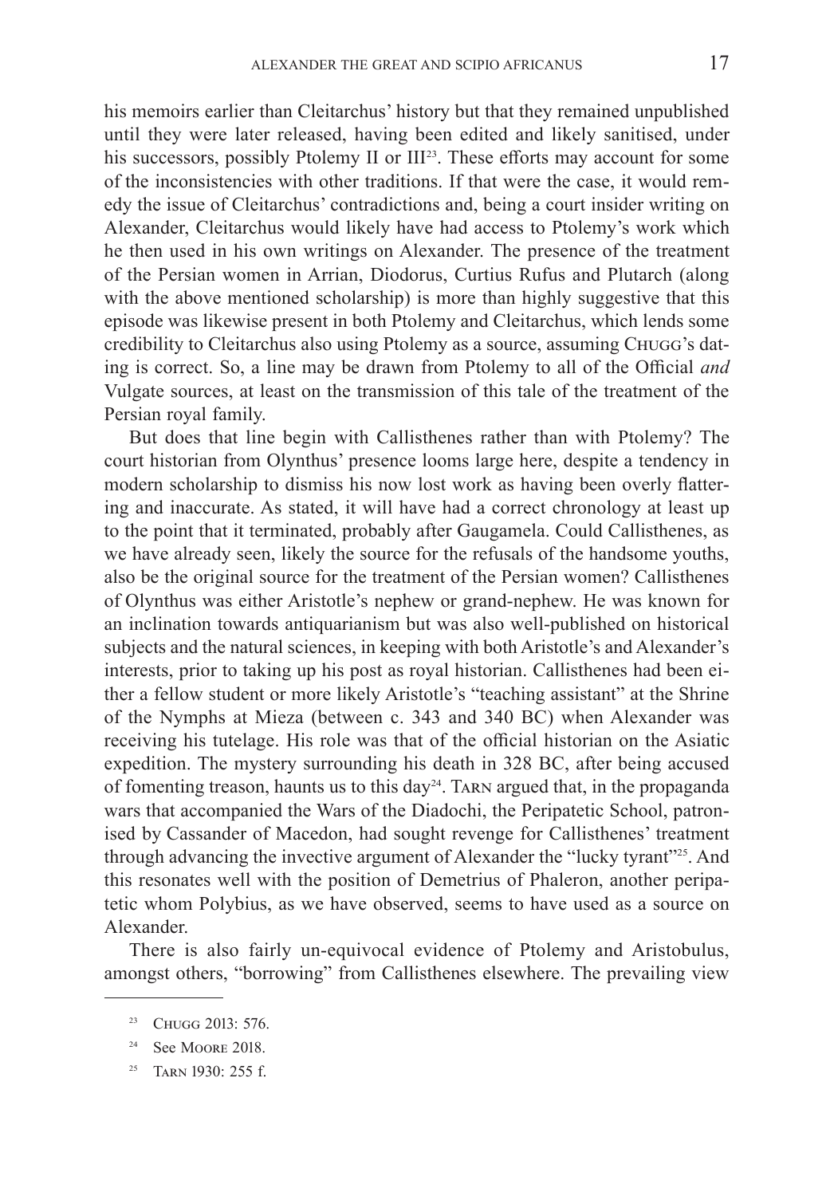his memoirs earlier than Cleitarchus' history but that they remained unpublished until they were later released, having been edited and likely sanitised, under his successors, possibly Ptolemy II or III[23]. These efforts may account for some of the inconsistencies with other traditions. If that were the case, it would remedy the issue of Cleitarchus' contradictions and, being a court insider writing on Alexander, Cleitarchus would likely have had access to Ptolemy's work which he then used in his own writings on Alexander. The presence of the treatment of the Persian women in Arrian, Diodorus, Curtius Rufus and Plutarch (along with the above mentioned scholarship) is more than highly suggestive that this episode was likewise present in both Ptolemy and Cleitarchus, which lends some credibility to Cleitarchus also using Ptolemy as a source, assuming Chugg's dating is correct. So, a line may be drawn from Ptolemy to all of the Official *and* Vulgate sources, at least on the transmission of this tale of the treatment of the Persian royal family.

But does that line begin with Callisthenes rather than with Ptolemy? The court historian from Olynthus' presence looms large here, despite a tendency in modern scholarship to dismiss his now lost work as having been overly flattering and inaccurate. As stated, it will have had a correct chronology at least up to the point that it terminated, probably after Gaugamela. Could Callisthenes, as we have already seen, likely the source for the refusals of the handsome youths, also be the original source for the treatment of the Persian women? Callisthenes of Olynthus was either Aristotle's nephew or grand-nephew. He was known for an inclination towards antiquarianism but was also well-published on historical subjects and the natural sciences, in keeping with both Aristotle's and Alexander's interests, prior to taking up his post as royal historian. Callisthenes had been either a fellow student or more likely Aristotle's "teaching assistant" at the Shrine of the Nymphs at Mieza (between c. 343 and 340 BC) when Alexander was receiving his tutelage. His role was that of the official historian on the Asiatic expedition. The mystery surrounding his death in 328 BC, after being accused of fomenting treason, haunts us to this day[24]. Tarn argued that, in the propaganda wars that accompanied the Wars of the Diadochi, the Peripatetic School, patronised by Cassander of Macedon, had sought revenge for Callisthenes' treatment through advancing the invective argument of Alexander the "lucky tyrant"[25]. And this resonates well with the position of Demetrius of Phaleron, another peripatetic whom Polybius, as we have observed, seems to have used as a source on Alexander.

There is also fairly un-equivocal evidence of Ptolemy and Aristobulus, amongst others, "borrowing" from Callisthenes elsewhere. The prevailing view

---

[23] Chugg 2013: 576.

[24] See Moore 2018.

[25] Tarn 1930: 255 f.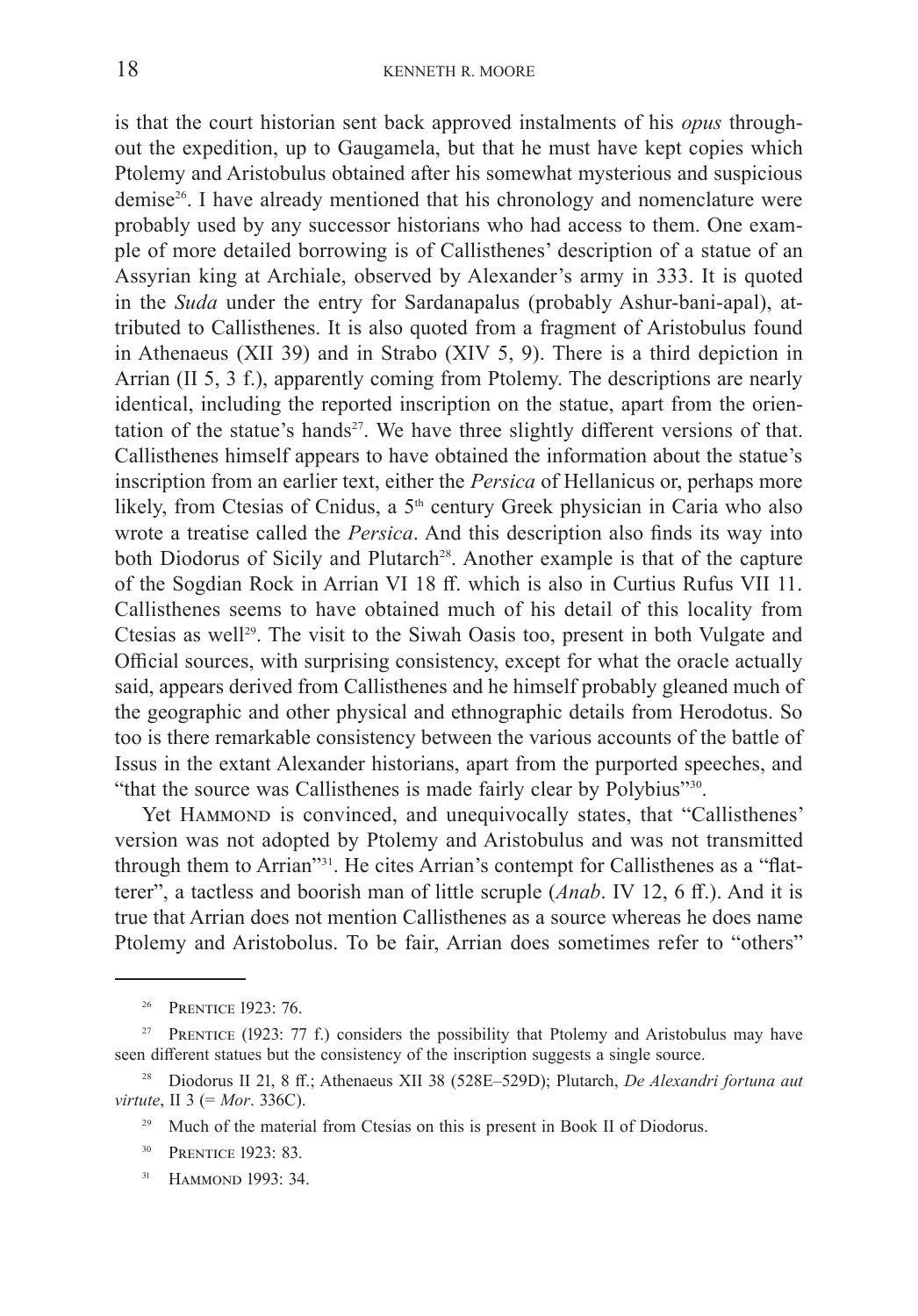is that the court historian sent back approved instalments of his *opus* throughout the expedition, up to Gaugamela, but that he must have kept copies which Ptolemy and Aristobulus obtained after his somewhat mysterious and suspicious demise[26]. I have already mentioned that his chronology and nomenclature were probably used by any successor historians who had access to them. One example of more detailed borrowing is of Callisthenes' description of a statue of an Assyrian king at Archiale, observed by Alexander's army in 333. It is quoted in the *Suda* under the entry for Sardanapalus (probably Ashur-bani-apal), attributed to Callisthenes. It is also quoted from a fragment of Aristobulus found in Athenaeus (XII 39) and in Strabo (XIV 5, 9). There is a third depiction in Arrian (II 5, 3 f.), apparently coming from Ptolemy. The descriptions are nearly identical, including the reported inscription on the statue, apart from the orientation of the statue's hands[27]. We have three slightly different versions of that. Callisthenes himself appears to have obtained the information about the statue's inscription from an earlier text, either the *Persica* of Hellanicus or, perhaps more likely, from Ctesias of Cnidus, a 5th century Greek physician in Caria who also wrote a treatise called the *Persica*. And this description also finds its way into both Diodorus of Sicily and Plutarch[28]. Another example is that of the capture of the Sogdian Rock in Arrian VI 18 ff. which is also in Curtius Rufus VII 11. Callisthenes seems to have obtained much of his detail of this locality from Ctesias as well[29]. The visit to the Siwah Oasis too, present in both Vulgate and Official sources, with surprising consistency, except for what the oracle actually said, appears derived from Callisthenes and he himself probably gleaned much of the geographic and other physical and ethnographic details from Herodotus. So too is there remarkable consistency between the various accounts of the battle of Issus in the extant Alexander historians, apart from the purported speeches, and "that the source was Callisthenes is made fairly clear by Polybius"[30].

Yet Hammond is convinced, and unequivocally states, that "Callisthenes' version was not adopted by Ptolemy and Aristobulus and was not transmitted through them to Arrian"[31]. He cites Arrian's contempt for Callisthenes as a "flatterer", a tactless and boorish man of little scruple (*Anab*. IV 12, 6 ff.). And it is true that Arrian does not mention Callisthenes as a source whereas he does name Ptolemy and Aristobulus. To be fair, Arrian does sometimes refer to "others"

---

[26] Prentice 1923: 76.

[27] Prentice (1923: 77 f.) considers the possibility that Ptolemy and Aristobulus may have seen different statues but the consistency of the inscription suggests a single source.

[28] Diodorus II 21, 8 ff.; Athenaeus XII 38 (528E–529D); Plutarch, *De Alexandri fortuna aut virtute*, II 3 (= *Mor*. 336C).

[29] Much of the material from Ctesias on this is present in Book II of Diodorus.

[30] Prentice 1923: 83.

[31] Hammond 1993: 34.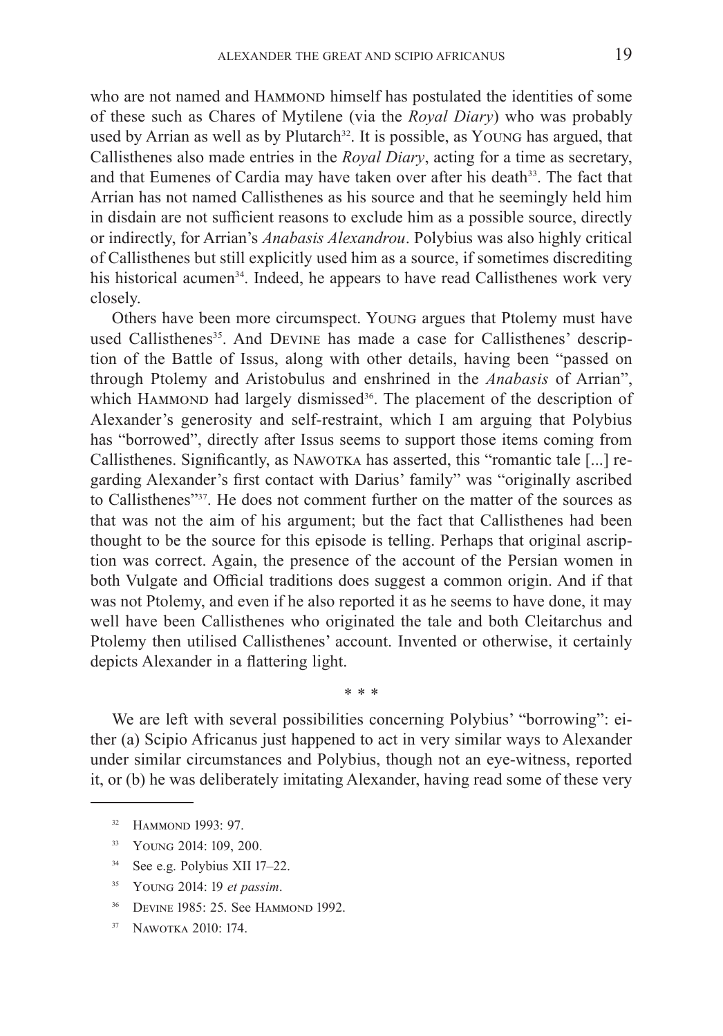who are not named and Hammond himself has postulated the identities of some of these such as Chares of Mytilene (via the *Royal Diary*) who was probably used by Arrian as well as by Plutarch[32]. It is possible, as Young has argued, that Callisthenes also made entries in the *Royal Diary*, acting for a time as secretary, and that Eumenes of Cardia may have taken over after his death[33]. The fact that Arrian has not named Callisthenes as his source and that he seemingly held him in disdain are not sufficient reasons to exclude him as a possible source, directly or indirectly, for Arrian's *Anabasis Alexandrou*. Polybius was also highly critical of Callisthenes but still explicitly used him as a source, if sometimes discrediting his historical acumen[34]. Indeed, he appears to have read Callisthenes work very closely.

Others have been more circumspect. Young argues that Ptolemy must have used Callisthenes[35]. And Devine has made a case for Callisthenes' description of the Battle of Issus, along with other details, having been "passed on through Ptolemy and Aristobulus and enshrined in the *Anabasis* of Arrian", which Hammond had largely dismissed[36]. The placement of the description of Alexander's generosity and self-restraint, which I am arguing that Polybius has "borrowed", directly after Issus seems to support those items coming from Callisthenes. Significantly, as Nawotka has asserted, this "romantic tale [...] regarding Alexander's first contact with Darius' family" was "originally ascribed to Callisthenes"[37]. He does not comment further on the matter of the sources as that was not the aim of his argument; but the fact that Callisthenes had been thought to be the source for this episode is telling. Perhaps that original ascription was correct. Again, the presence of the account of the Persian women in both Vulgate and Official traditions does suggest a common origin. And if that was not Ptolemy, and even if he also reported it as he seems to have done, it may well have been Callisthenes who originated the tale and both Cleitarchus and Ptolemy then utilised Callisthenes' account. Invented or otherwise, it certainly depicts Alexander in a flattering light.

\* \* \*

We are left with several possibilities concerning Polybius' "borrowing": either (a) Scipio Africanus just happened to act in very similar ways to Alexander under similar circumstances and Polybius, though not an eye-witness, reported it, or (b) he was deliberately imitating Alexander, having read some of these very

---

[32] Hammond 1993: 97.

[33] Young 2014: 109, 200.

[34] See e.g. Polybius XII 17–22.

[35] Young 2014: 19 *et passim*.

[36] Devine 1985: 25. See Hammond 1992.

[37] Nawotka 2010: 174.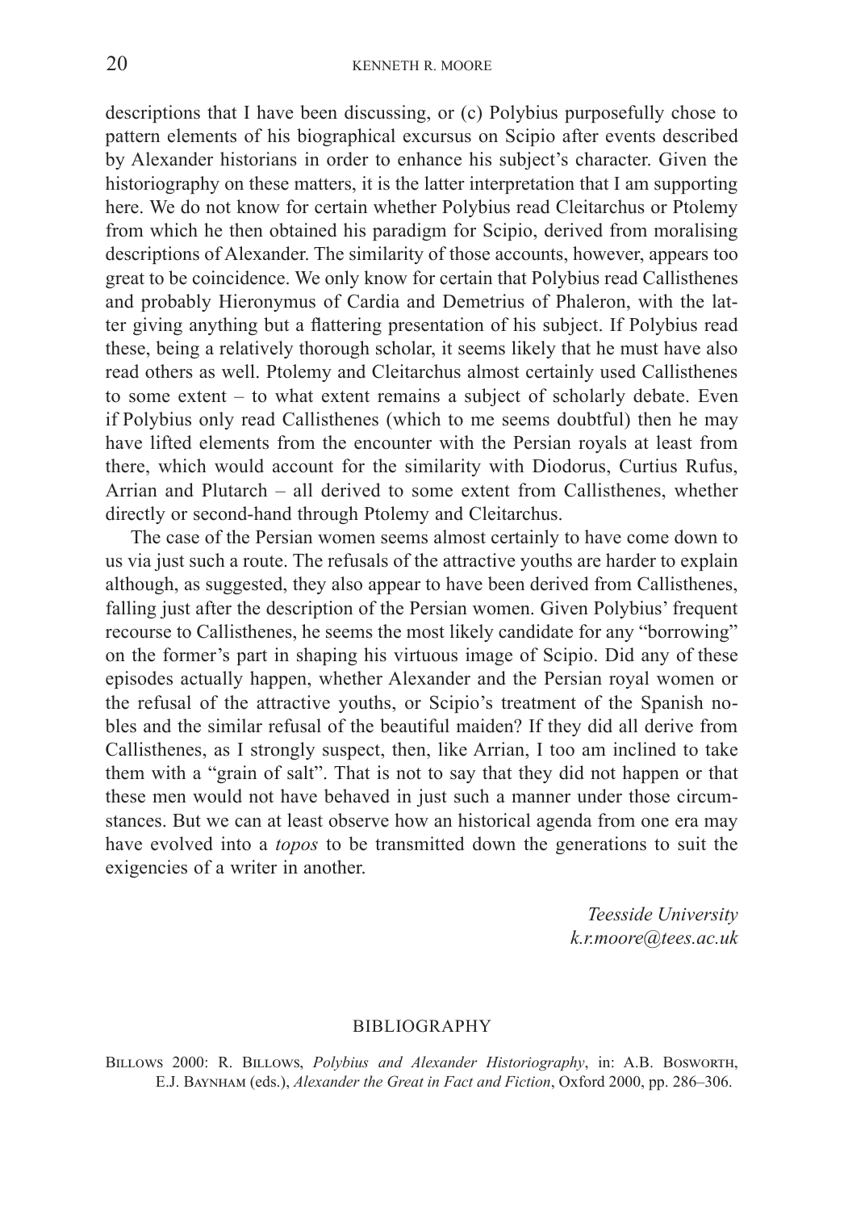descriptions that I have been discussing, or (c) Polybius purposefully chose to pattern elements of his biographical excursus on Scipio after events described by Alexander historians in order to enhance his subject's character. Given the historiography on these matters, it is the latter interpretation that I am supporting here. We do not know for certain whether Polybius read Cleitarchus or Ptolemy from which he then obtained his paradigm for Scipio, derived from moralising descriptions of Alexander. The similarity of those accounts, however, appears too great to be coincidence. We only know for certain that Polybius read Callisthenes and probably Hieronymus of Cardia and Demetrius of Phaleron, with the latter giving anything but a flattering presentation of his subject. If Polybius read these, being a relatively thorough scholar, it seems likely that he must have also read others as well. Ptolemy and Cleitarchus almost certainly used Callisthenes to some extent – to what extent remains a subject of scholarly debate. Even if Polybius only read Callisthenes (which to me seems doubtful) then he may have lifted elements from the encounter with the Persian royals at least from there, which would account for the similarity with Diodorus, Curtius Rufus, Arrian and Plutarch – all derived to some extent from Callisthenes, whether directly or second-hand through Ptolemy and Cleitarchus.

The case of the Persian women seems almost certainly to have come down to us via just such a route. The refusals of the attractive youths are harder to explain although, as suggested, they also appear to have been derived from Callisthenes, falling just after the description of the Persian women. Given Polybius' frequent recourse to Callisthenes, he seems the most likely candidate for any "borrowing" on the former's part in shaping his virtuous image of Scipio. Did any of these episodes actually happen, whether Alexander and the Persian royal women or the refusal of the attractive youths, or Scipio's treatment of the Spanish nobles and the similar refusal of the beautiful maiden? If they did all derive from Callisthenes, as I strongly suspect, then, like Arrian, I too am inclined to take them with a "grain of salt". That is not to say that they did not happen or that these men would not have behaved in just such a manner under those circumstances. But we can at least observe how an historical agenda from one era may have evolved into a *topos* to be transmitted down the generations to suit the exigencies of a writer in another.

*Teesside University*
*k.r.moore@tees.ac.uk*

## BIBLIOGRAPHY

Billows 2000: R. Billows, *Polybius and Alexander Historiography*, in: A.B. Bosworth, E.J. Baynham (eds.), *Alexander the Great in Fact and Fiction*, Oxford 2000, pp. 286–306.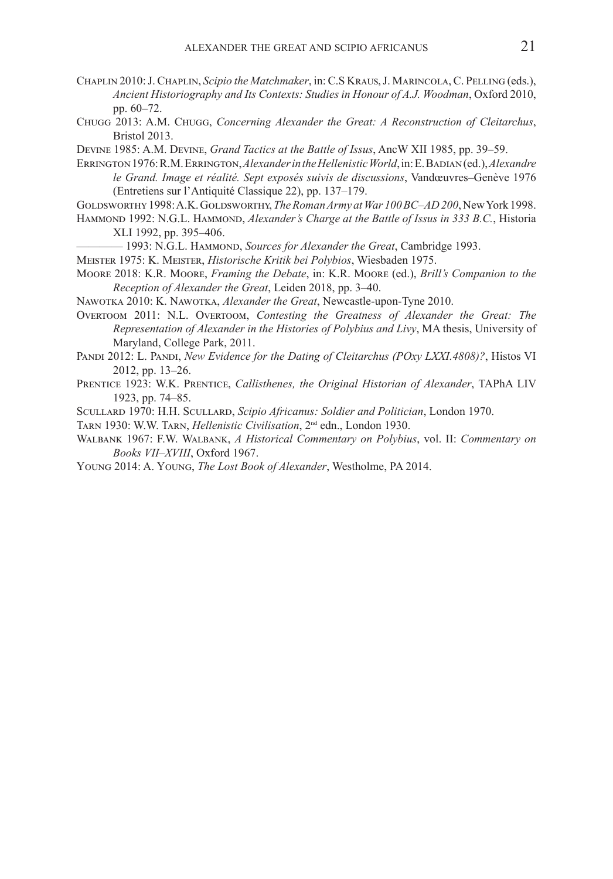Chaplin 2010: J. Chaplin, *Scipio the Matchmaker*, in: C.S Kraus, J. Marincola, C. Pelling (eds.), *Ancient Historiography and Its Contexts: Studies in Honour of A.J. Woodman*, Oxford 2010, pp. 60–72.

Chugg 2013: A.M. Chugg, *Concerning Alexander the Great: A Reconstruction of Cleitarchus*, Bristol 2013.

Devine 1985: A.M. Devine, *Grand Tactics at the Battle of Issus*, AncW XII 1985, pp. 39–59.

Errington 1976: R.M. Errington, *Alexander in the Hellenistic World*, in: E. Badian (ed.), *Alexandre le Grand. Image et réalité. Sept exposés suivis de discussions*, Vandœuvres–Genève 1976 (Entretiens sur l'Antiquité Classique 22), pp. 137–179.

Goldsworthy 1998: A.K. Goldsworthy, *The Roman Army at War 100 BC–AD 200*, New York 1998.

Hammond 1992: N.G.L. Hammond, *Alexander's Charge at the Battle of Issus in 333 B.C.*, Historia XLI 1992, pp. 395–406.

———— 1993: N.G.L. Hammond, *Sources for Alexander the Great*, Cambridge 1993.

Meister 1975: K. Meister, *Historische Kritik bei Polybios*, Wiesbaden 1975.

Moore 2018: K.R. Moore, *Framing the Debate*, in: K.R. Moore (ed.), *Brill's Companion to the Reception of Alexander the Great*, Leiden 2018, pp. 3–40.

Nawotka 2010: K. Nawotka, *Alexander the Great*, Newcastle-upon-Tyne 2010.

Overtoom 2011: N.L. Overtoom, *Contesting the Greatness of Alexander the Great: The Representation of Alexander in the Histories of Polybius and Livy*, MA thesis, University of Maryland, College Park, 2011.

Pandi 2012: L. Pandi, *New Evidence for the Dating of Cleitarchus (POxy LXXI.4808)?*, Histos VI 2012, pp. 13–26.

Prentice 1923: W.K. Prentice, *Callisthenes, the Original Historian of Alexander*, TAPhA LIV 1923, pp. 74–85.

Scullard 1970: H.H. Scullard, *Scipio Africanus: Soldier and Politician*, London 1970.

Tarn 1930: W.W. Tarn, *Hellenistic Civilisation*, 2nd edn., London 1930.

Walbank 1967: F.W. Walbank, *A Historical Commentary on Polybius*, vol. II: *Commentary on Books VII–XVIII*, Oxford 1967.

Young 2014: A. Young, *The Lost Book of Alexander*, Westholme, PA 2014.